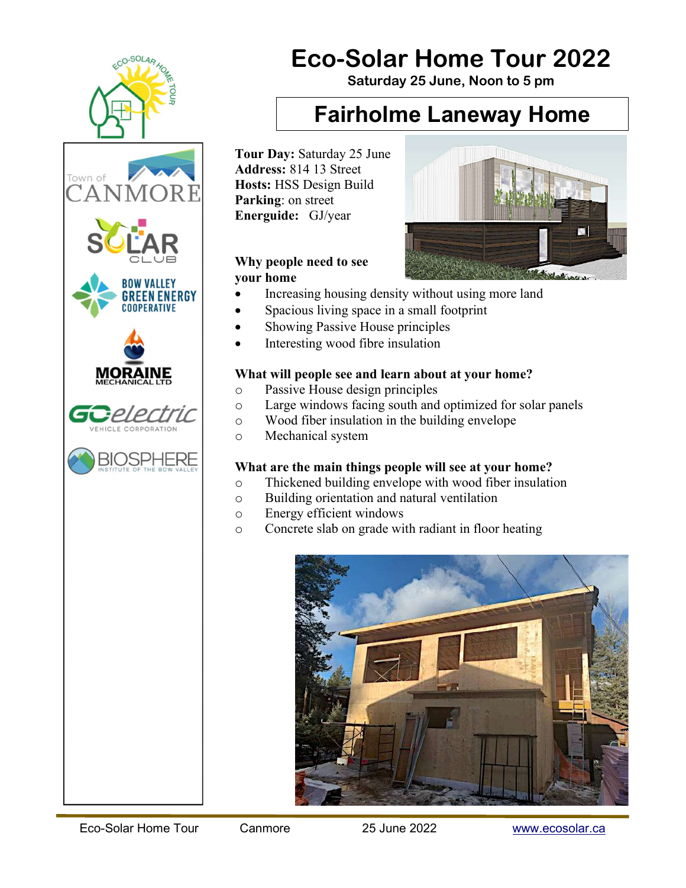# Eco-Solar Home Tour 2022

**Saturday 25 June, Noon to 5 pm**

## Fairholme Laneway Home

**Tour Day:** Saturday 25 June
**Address:** 814 13 Street
**Hosts:** HSS Design Build
**Parking**: on street
**Energuide:** GJ/year

### Why people need to see your home

- Increasing housing density without using more land
- Spacious living space in a small footprint
- Showing Passive House principles
- Interesting wood fibre insulation

### What will people see and learn about at your home?

- Passive House design principles
- Large windows facing south and optimized for solar panels
- Wood fiber insulation in the building envelope
- Mechanical system

### What are the main things people will see at your home?

- Thickened building envelope with wood fiber insulation
- Building orientation and natural ventilation
- Energy efficient windows
- Concrete slab on grade with radiant in floor heating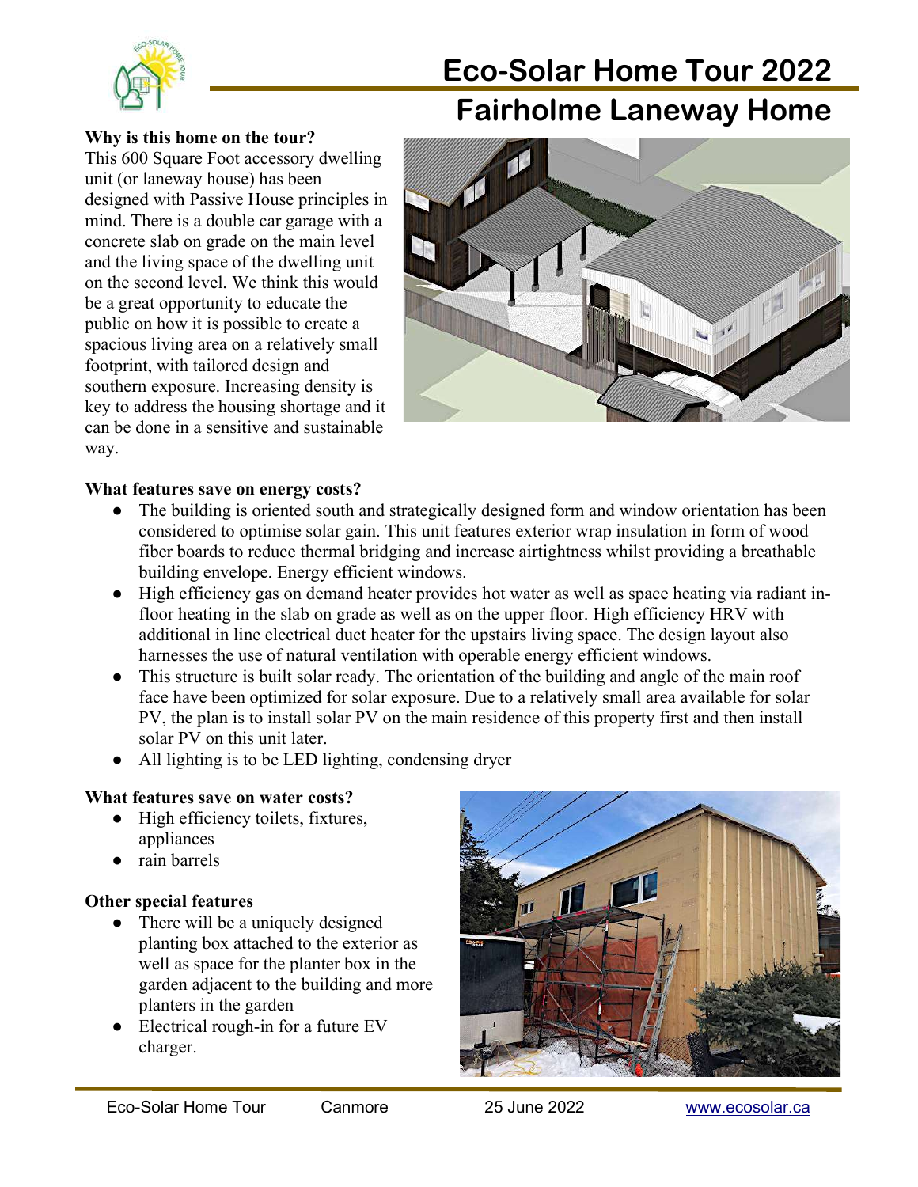# Eco-Solar Home Tour 2022

## Fairholme Laneway Home

**Why is this home on the tour?**

This 600 Square Foot accessory dwelling unit (or laneway house) has been designed with Passive House principles in mind. There is a double car garage with a concrete slab on grade on the main level and the living space of the dwelling unit on the second level. We think this would be a great opportunity to educate the public on how it is possible to create a spacious living area on a relatively small footprint, with tailored design and southern exposure. Increasing density is key to address the housing shortage and it can be done in a sensitive and sustainable way.

**What features save on energy costs?**

- The building is oriented south and strategically designed form and window orientation has been considered to optimise solar gain. This unit features exterior wrap insulation in form of wood fiber boards to reduce thermal bridging and increase airtightness whilst providing a breathable building envelope. Energy efficient windows.
- High efficiency gas on demand heater provides hot water as well as space heating via radiant in-floor heating in the slab on grade as well as on the upper floor. High efficiency HRV with additional in line electrical duct heater for the upstairs living space. The design layout also harnesses the use of natural ventilation with operable energy efficient windows.
- This structure is built solar ready. The orientation of the building and angle of the main roof face have been optimized for solar exposure. Due to a relatively small area available for solar PV, the plan is to install solar PV on the main residence of this property first and then install solar PV on this unit later.
- All lighting is to be LED lighting, condensing dryer

**What features save on water costs?**

- High efficiency toilets, fixtures, appliances
- rain barrels

**Other special features**

- There will be a uniquely designed planting box attached to the exterior as well as space for the planter box in the garden adjacent to the building and more planters in the garden
- Electrical rough-in for a future EV charger.